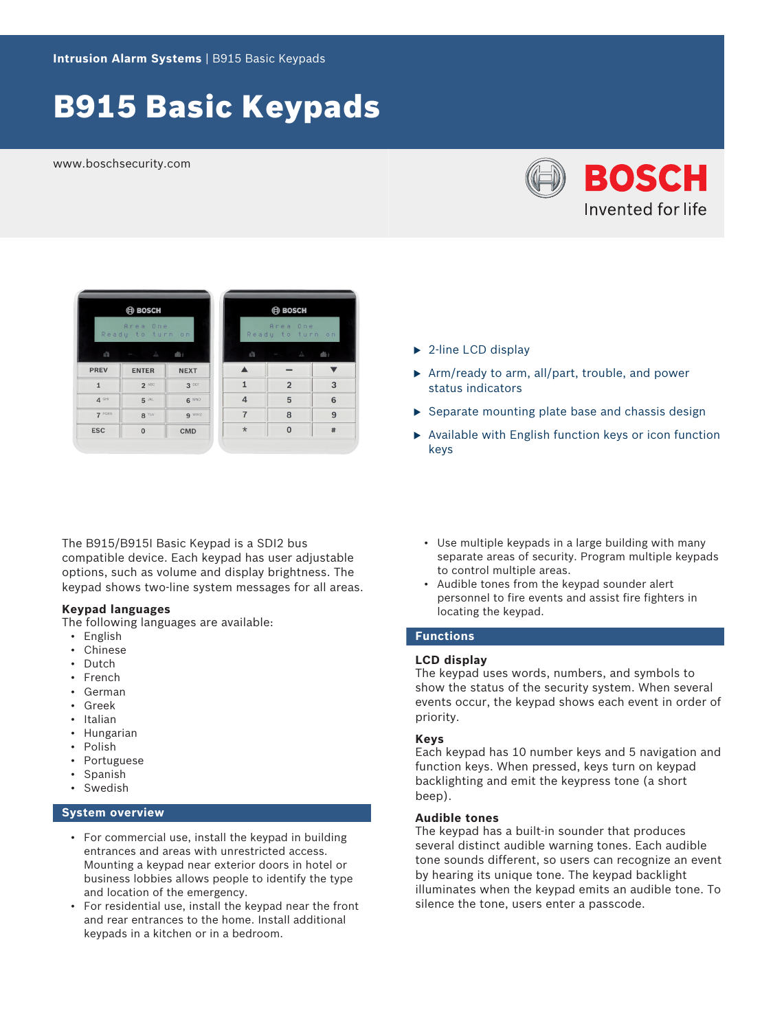**Intrusion Alarm Systems** | B915 Basic Keypads

# B915 Basic Keypads

www.boschsecurity.com

- 2-line LCD display
- Arm/ready to arm, all/part, trouble, and power status indicators
- Separate mounting plate base and chassis design
- Available with English function keys or icon function keys

The B915/B915I Basic Keypad is a SDI2 bus compatible device. Each keypad has user adjustable options, such as volume and display brightness. The keypad shows two-line system messages for all areas.

### Keypad languages

The following languages are available:

- English
- Chinese
- Dutch
- French
- German
- Greek
- Italian
- Hungarian
- Polish
- Portuguese
- Spanish
- Swedish

## System overview

- For commercial use, install the keypad in building entrances and areas with unrestricted access. Mounting a keypad near exterior doors in hotel or business lobbies allows people to identify the type and location of the emergency.
- For residential use, install the keypad near the front and rear entrances to the home. Install additional keypads in a kitchen or in a bedroom.
- Use multiple keypads in a large building with many separate areas of security. Program multiple keypads to control multiple areas.
- Audible tones from the keypad sounder alert personnel to fire events and assist fire fighters in locating the keypad.

## Functions

### LCD display

The keypad uses words, numbers, and symbols to show the status of the security system. When several events occur, the keypad shows each event in order of priority.

### Keys

Each keypad has 10 number keys and 5 navigation and function keys. When pressed, keys turn on keypad backlighting and emit the keypress tone (a short beep).

### Audible tones

The keypad has a built-in sounder that produces several distinct audible warning tones. Each audible tone sounds different, so users can recognize an event by hearing its unique tone. The keypad backlight illuminates when the keypad emits an audible tone. To silence the tone, users enter a passcode.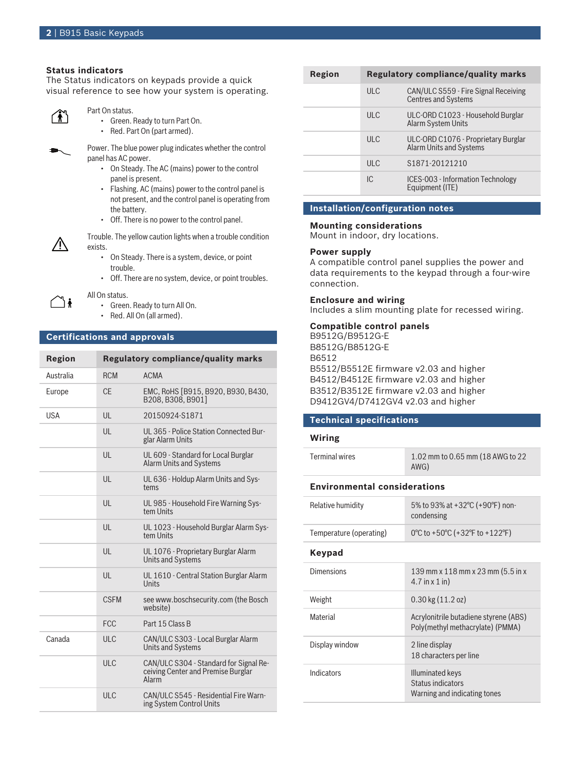### Status indicators

The Status indicators on keypads provide a quick visual reference to see how your system is operating.

Part On status.

- Green. Ready to turn Part On.
- Red. Part On (part armed).

Power. The blue power plug indicates whether the control panel has AC power.

- On Steady. The AC (mains) power to the control panel is present.
- Flashing. AC (mains) power to the control panel is not present, and the control panel is operating from the battery.
- Off. There is no power to the control panel.

Trouble. The yellow caution lights when a trouble condition exists.

- On Steady. There is a system, device, or point trouble.
- Off. There are no system, device, or point troubles.

All On status.

- Green. Ready to turn All On.
- Red. All On (all armed).

## Certifications and approvals

| Region | Regulatory compliance/quality marks | |
|---|---|---|
| Australia | RCM | ACMA |
| Europe | CE | EMC, RoHS [B915, B920, B930, B430, B208, B308, B901] |
| USA | UL | 20150924-S1871 |
| | UL | UL 365 - Police Station Connected Burglar Alarm Units |
| | UL | UL 609 - Standard for Local Burglar Alarm Units and Systems |
| | UL | UL 636 - Holdup Alarm Units and Systems |
| | UL | UL 985 - Household Fire Warning System Units |
| | UL | UL 1023 - Household Burglar Alarm System Units |
| | UL | UL 1076 - Proprietary Burglar Alarm Units and Systems |
| | UL | UL 1610 - Central Station Burglar Alarm Units |
| | CSFM | see www.boschsecurity.com (the Bosch website) |
| | FCC | Part 15 Class B |
| Canada | ULC | CAN/ULC S303 - Local Burglar Alarm Units and Systems |
| | ULC | CAN/ULC S304 - Standard for Signal Receiving Center and Premise Burglar Alarm |
| | ULC | CAN/ULC S545 - Residential Fire Warning System Control Units |
| | ULC | CAN/ULC S559 - Fire Signal Receiving Centres and Systems |
| | ULC | ULC-ORD C1023 - Household Burglar Alarm System Units |
| | ULC | ULC-ORD C1076 - Proprietary Burglar Alarm Units and Systems |
| | ULC | S1871-20121210 |
| | IC | ICES-003 - Information Technology Equipment (ITE) |

## Installation/configuration notes

### Mounting considerations

Mount in indoor, dry locations.

### Power supply

A compatible control panel supplies the power and data requirements to the keypad through a four-wire connection.

### Enclosure and wiring

Includes a slim mounting plate for recessed wiring.

### Compatible control panels

B9512G/B9512G-E
B8512G/B8512G-E
B6512
B5512/B5512E firmware v2.03 and higher
B4512/B4512E firmware v2.03 and higher
B3512/B3512E firmware v2.03 and higher
D9412GV4/D7412GV4 v2.03 and higher

## Technical specifications

### Wiring

| | |
|---|---|
| Terminal wires | 1.02 mm to 0.65 mm (18 AWG to 22 AWG) |

### Environmental considerations

| | |
|---|---|
| Relative humidity | 5% to 93% at +32°C (+90°F) non-condensing |
| Temperature (operating) | 0°C to +50°C (+32°F to +122°F) |

### Keypad

| | |
|---|---|
| Dimensions | 139 mm x 118 mm x 23 mm (5.5 in x 4.7 in x 1 in) |
| Weight | 0.30 kg (11.2 oz) |
| Material | Acrylonitrile butadiene styrene (ABS)<br>Poly(methyl methacrylate) (PMMA) |
| Display window | 2 line display<br>18 characters per line |
| Indicators | Illuminated keys<br>Status indicators<br>Warning and indicating tones |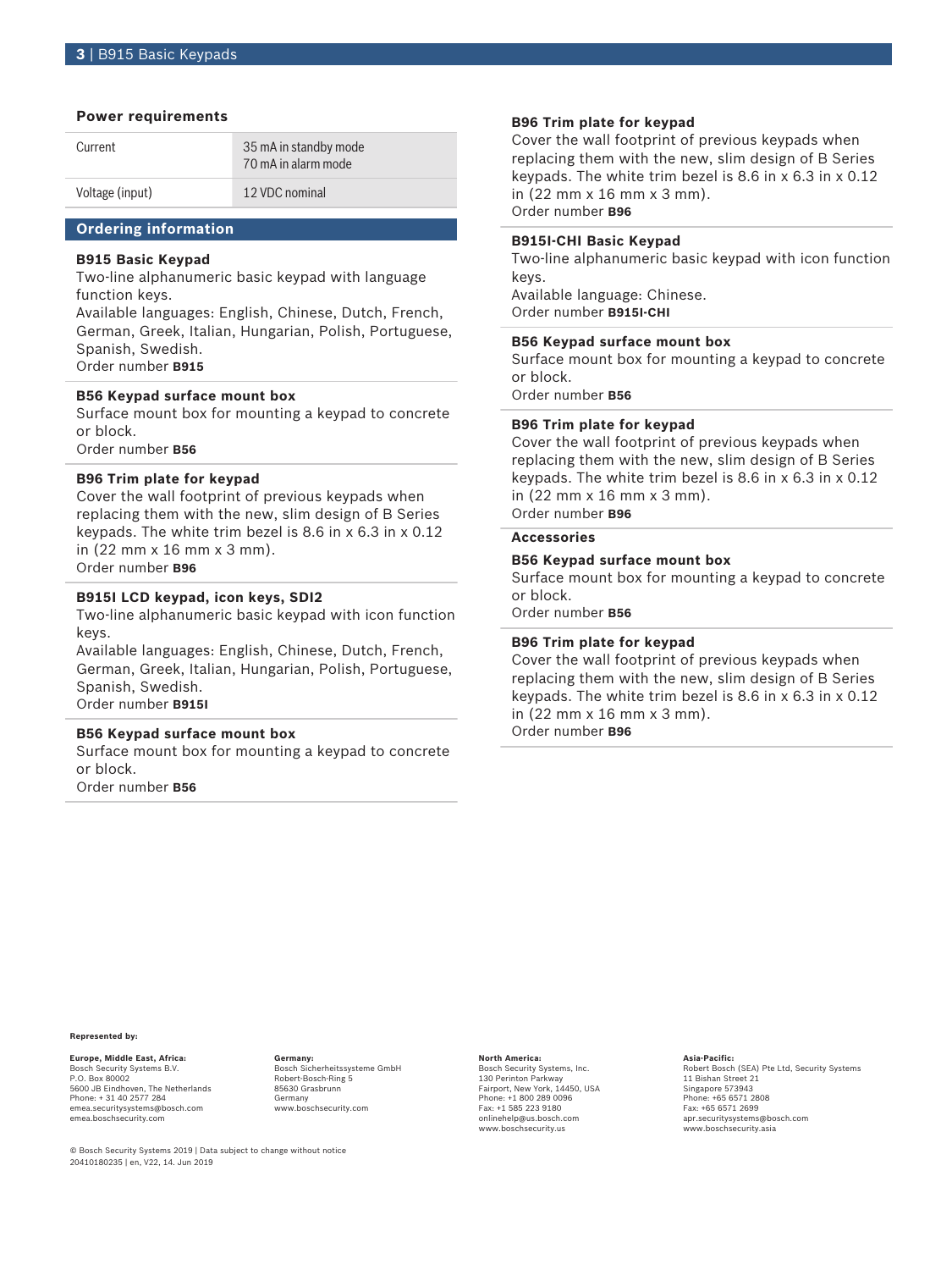### Power requirements

| | |
|---|---|
| Current | 35 mA in standby mode<br>70 mA in alarm mode |
| Voltage (input) | 12 VDC nominal |

## Ordering information

**B915 Basic Keypad**
Two-line alphanumeric basic keypad with language function keys.
Available languages: English, Chinese, Dutch, French, German, Greek, Italian, Hungarian, Polish, Portuguese, Spanish, Swedish.
Order number **B915**

**B56 Keypad surface mount box**
Surface mount box for mounting a keypad to concrete or block.
Order number **B56**

**B96 Trim plate for keypad**
Cover the wall footprint of previous keypads when replacing them with the new, slim design of B Series keypads. The white trim bezel is 8.6 in x 6.3 in x 0.12 in (22 mm x 16 mm x 3 mm).
Order number **B96**

**B915I LCD keypad, icon keys, SDI2**
Two-line alphanumeric basic keypad with icon function keys.
Available languages: English, Chinese, Dutch, French, German, Greek, Italian, Hungarian, Polish, Portuguese, Spanish, Swedish.
Order number **B915I**

**B56 Keypad surface mount box**
Surface mount box for mounting a keypad to concrete or block.
Order number **B56**

**B96 Trim plate for keypad**
Cover the wall footprint of previous keypads when replacing them with the new, slim design of B Series keypads. The white trim bezel is 8.6 in x 6.3 in x 0.12 in (22 mm x 16 mm x 3 mm).
Order number **B96**

**B915I-CHI Basic Keypad**
Two-line alphanumeric basic keypad with icon function keys.
Available language: Chinese.
Order number **B915I-CHI**

**B56 Keypad surface mount box**
Surface mount box for mounting a keypad to concrete or block.
Order number **B56**

**B96 Trim plate for keypad**
Cover the wall footprint of previous keypads when replacing them with the new, slim design of B Series keypads. The white trim bezel is 8.6 in x 6.3 in x 0.12 in (22 mm x 16 mm x 3 mm).
Order number **B96**

### Accessories

**B56 Keypad surface mount box**
Surface mount box for mounting a keypad to concrete or block.
Order number **B56**

**B96 Trim plate for keypad**
Cover the wall footprint of previous keypads when replacing them with the new, slim design of B Series keypads. The white trim bezel is 8.6 in x 6.3 in x 0.12 in (22 mm x 16 mm x 3 mm).
Order number **B96**

**Represented by:**

**Europe, Middle East, Africa:**
Bosch Security Systems B.V.
P.O. Box 80002
5600 JB Eindhoven, The Netherlands
Phone: + 31 40 2577 284
emea.securitysystems@bosch.com
emea.boschsecurity.com

**Germany:**
Bosch Sicherheitssysteme GmbH
Robert-Bosch-Ring 5
85630 Grasbrunn
Germany
www.boschsecurity.com

**North America:**
Bosch Security Systems, Inc.
130 Perinton Parkway
Fairport, New York, 14450, USA
Phone: +1 800 289 0096
Fax: +1 585 223 9180
onlinehelp@us.bosch.com
www.boschsecurity.us

**Asia-Pacific:**
Robert Bosch (SEA) Pte Ltd, Security Systems
11 Bishan Street 21
Singapore 573943
Phone: +65 6571 2808
Fax: +65 6571 2699
apr.securitysystems@bosch.com
www.boschsecurity.asia

© Bosch Security Systems 2019 | Data subject to change without notice
20410180235 | en, V22, 14. Jun 2019